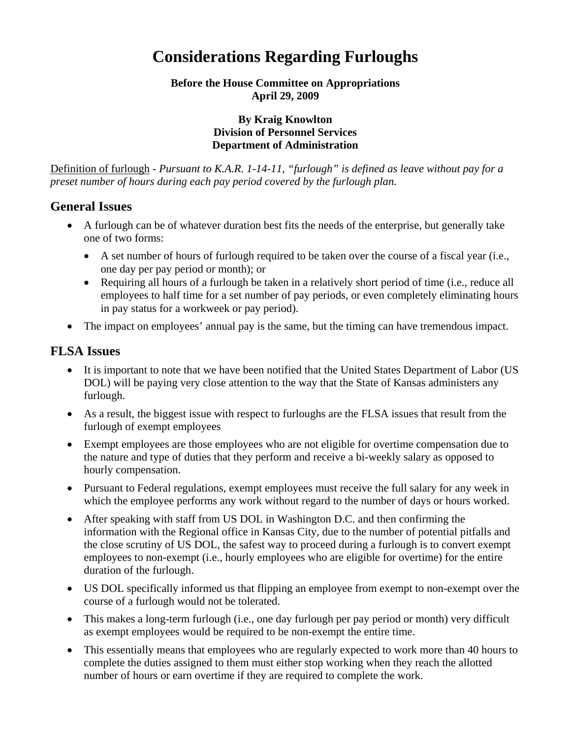# Considerations Regarding Furloughs

**Before the House Committee on Appropriations**
**April 29, 2009**

**By Kraig Knowlton**
**Division of Personnel Services**
**Department of Administration**

Definition of furlough - *Pursuant to K.A.R. 1-14-11, "furlough" is defined as leave without pay for a preset number of hours during each pay period covered by the furlough plan.*

## General Issues

- A furlough can be of whatever duration best fits the needs of the enterprise, but generally take one of two forms:
  - A set number of hours of furlough required to be taken over the course of a fiscal year (i.e., one day per pay period or month); or
  - Requiring all hours of a furlough be taken in a relatively short period of time (i.e., reduce all employees to half time for a set number of pay periods, or even completely eliminating hours in pay status for a workweek or pay period).
- The impact on employees' annual pay is the same, but the timing can have tremendous impact.

## FLSA Issues

- It is important to note that we have been notified that the United States Department of Labor (US DOL) will be paying very close attention to the way that the State of Kansas administers any furlough.
- As a result, the biggest issue with respect to furloughs are the FLSA issues that result from the furlough of exempt employees
- Exempt employees are those employees who are not eligible for overtime compensation due to the nature and type of duties that they perform and receive a bi-weekly salary as opposed to hourly compensation.
- Pursuant to Federal regulations, exempt employees must receive the full salary for any week in which the employee performs any work without regard to the number of days or hours worked.
- After speaking with staff from US DOL in Washington D.C. and then confirming the information with the Regional office in Kansas City, due to the number of potential pitfalls and the close scrutiny of US DOL, the safest way to proceed during a furlough is to convert exempt employees to non-exempt (i.e., hourly employees who are eligible for overtime) for the entire duration of the furlough.
- US DOL specifically informed us that flipping an employee from exempt to non-exempt over the course of a furlough would not be tolerated.
- This makes a long-term furlough (i.e., one day furlough per pay period or month) very difficult as exempt employees would be required to be non-exempt the entire time.
- This essentially means that employees who are regularly expected to work more than 40 hours to complete the duties assigned to them must either stop working when they reach the allotted number of hours or earn overtime if they are required to complete the work.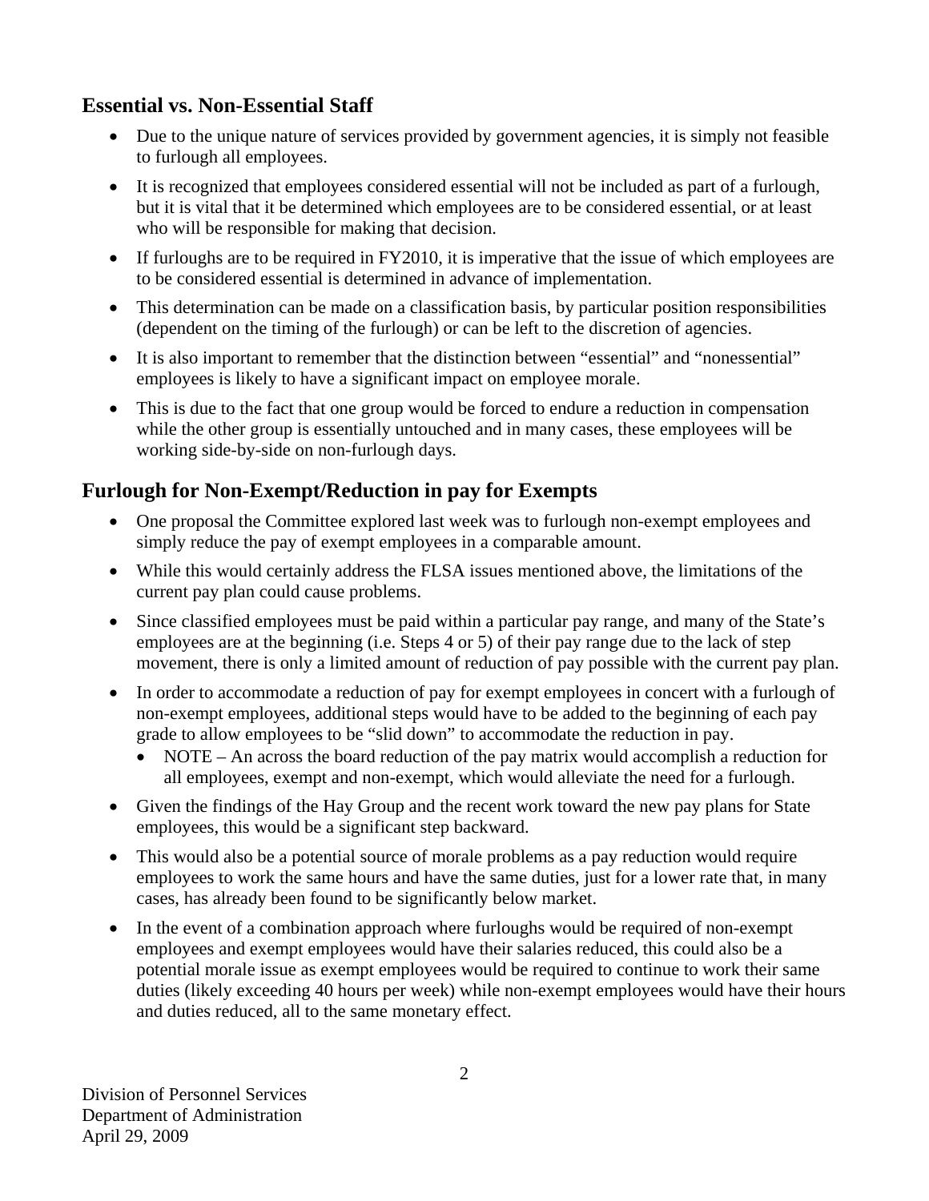## Essential vs. Non-Essential Staff

- Due to the unique nature of services provided by government agencies, it is simply not feasible to furlough all employees.
- It is recognized that employees considered essential will not be included as part of a furlough, but it is vital that it be determined which employees are to be considered essential, or at least who will be responsible for making that decision.
- If furloughs are to be required in FY2010, it is imperative that the issue of which employees are to be considered essential is determined in advance of implementation.
- This determination can be made on a classification basis, by particular position responsibilities (dependent on the timing of the furlough) or can be left to the discretion of agencies.
- It is also important to remember that the distinction between "essential" and "nonessential" employees is likely to have a significant impact on employee morale.
- This is due to the fact that one group would be forced to endure a reduction in compensation while the other group is essentially untouched and in many cases, these employees will be working side-by-side on non-furlough days.

## Furlough for Non-Exempt/Reduction in pay for Exempts

- One proposal the Committee explored last week was to furlough non-exempt employees and simply reduce the pay of exempt employees in a comparable amount.
- While this would certainly address the FLSA issues mentioned above, the limitations of the current pay plan could cause problems.
- Since classified employees must be paid within a particular pay range, and many of the State's employees are at the beginning (i.e. Steps 4 or 5) of their pay range due to the lack of step movement, there is only a limited amount of reduction of pay possible with the current pay plan.
- In order to accommodate a reduction of pay for exempt employees in concert with a furlough of non-exempt employees, additional steps would have to be added to the beginning of each pay grade to allow employees to be "slid down" to accommodate the reduction in pay.
  - NOTE – An across the board reduction of the pay matrix would accomplish a reduction for all employees, exempt and non-exempt, which would alleviate the need for a furlough.
- Given the findings of the Hay Group and the recent work toward the new pay plans for State employees, this would be a significant step backward.
- This would also be a potential source of morale problems as a pay reduction would require employees to work the same hours and have the same duties, just for a lower rate that, in many cases, has already been found to be significantly below market.
- In the event of a combination approach where furloughs would be required of non-exempt employees and exempt employees would have their salaries reduced, this could also be a potential morale issue as exempt employees would be required to continue to work their same duties (likely exceeding 40 hours per week) while non-exempt employees would have their hours and duties reduced, all to the same monetary effect.

Division of Personnel Services
Department of Administration
April 29, 2009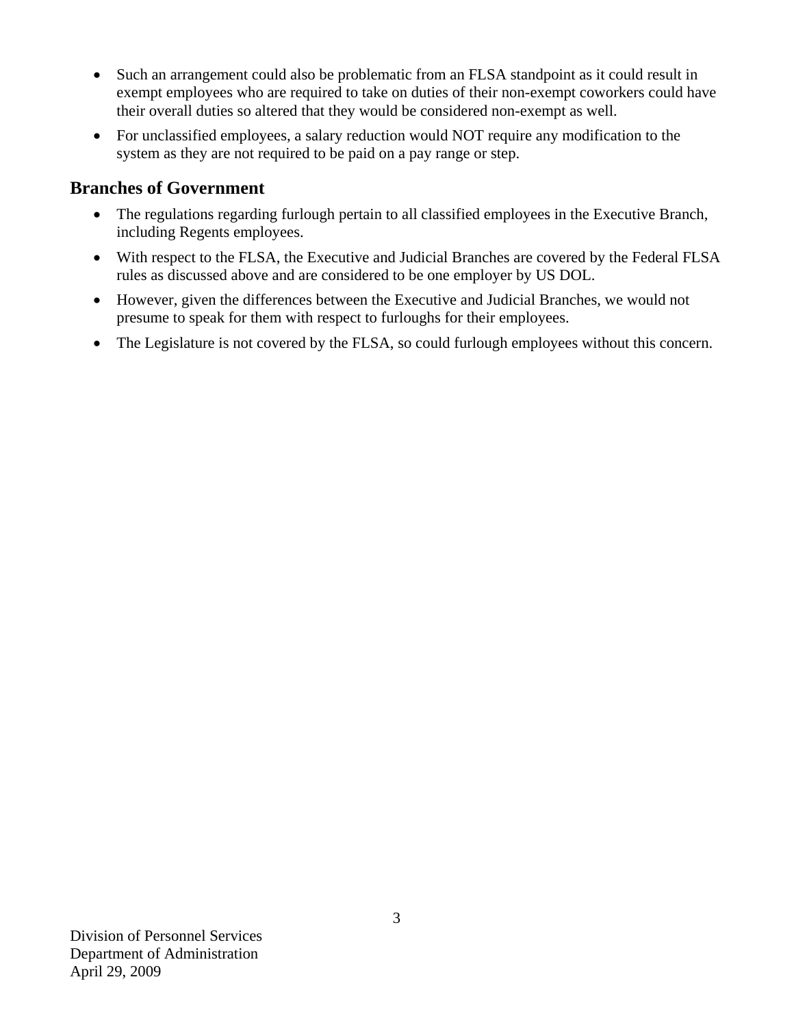- Such an arrangement could also be problematic from an FLSA standpoint as it could result in exempt employees who are required to take on duties of their non-exempt coworkers could have their overall duties so altered that they would be considered non-exempt as well.
- For unclassified employees, a salary reduction would NOT require any modification to the system as they are not required to be paid on a pay range or step.

## Branches of Government

- The regulations regarding furlough pertain to all classified employees in the Executive Branch, including Regents employees.
- With respect to the FLSA, the Executive and Judicial Branches are covered by the Federal FLSA rules as discussed above and are considered to be one employer by US DOL.
- However, given the differences between the Executive and Judicial Branches, we would not presume to speak for them with respect to furloughs for their employees.
- The Legislature is not covered by the FLSA, so could furlough employees without this concern.

Division of Personnel Services
Department of Administration
April 29, 2009